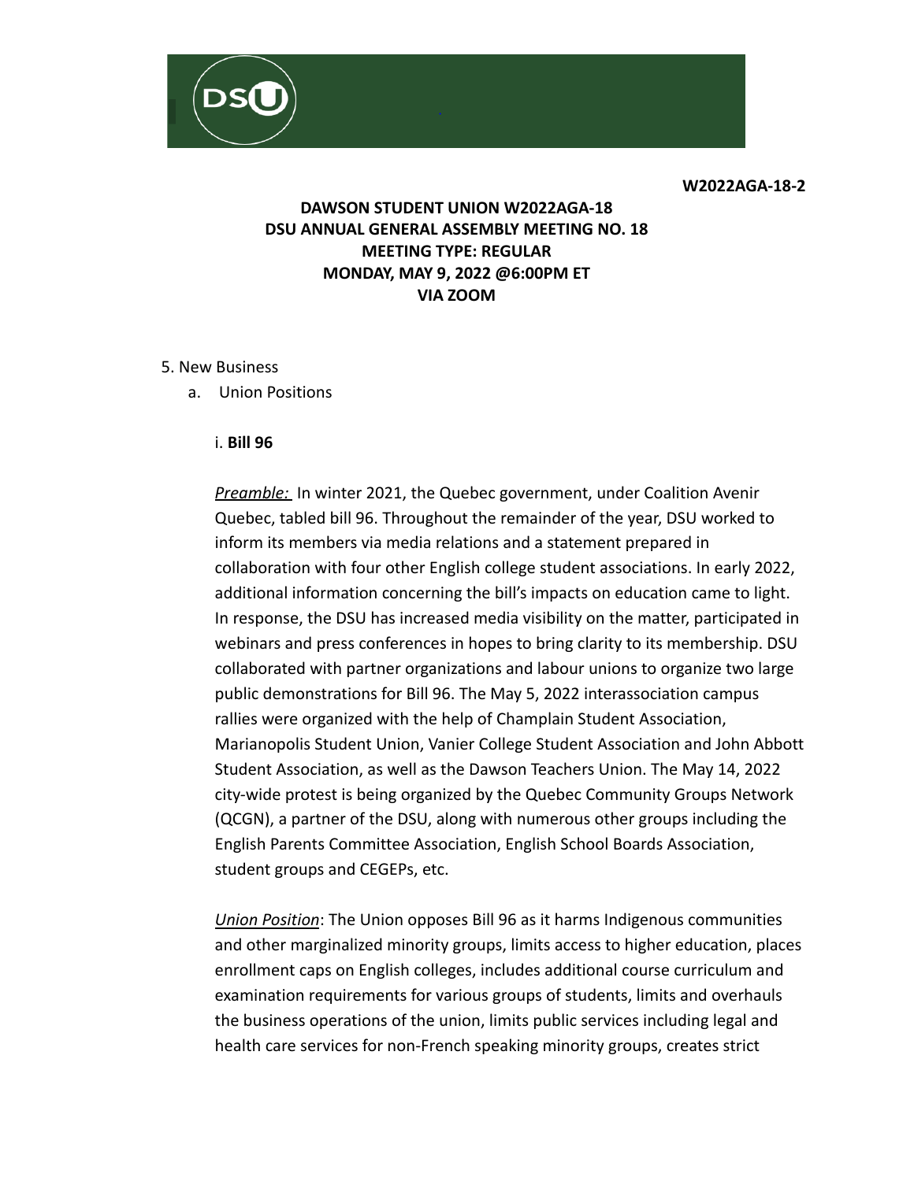**W2022AGA-18-2**

**DAWSON STUDENT UNION W2022AGA-18**
**DSU ANNUAL GENERAL ASSEMBLY MEETING NO. 18**
**MEETING TYPE: REGULAR**
**MONDAY, MAY 9, 2022 @6:00PM ET**
**VIA ZOOM**

5. New Business
   a. Union Positions

      i. **Bill 96**

      *Preamble:* In winter 2021, the Quebec government, under Coalition Avenir Quebec, tabled bill 96. Throughout the remainder of the year, DSU worked to inform its members via media relations and a statement prepared in collaboration with four other English college student associations. In early 2022, additional information concerning the bill's impacts on education came to light. In response, the DSU has increased media visibility on the matter, participated in webinars and press conferences in hopes to bring clarity to its membership. DSU collaborated with partner organizations and labour unions to organize two large public demonstrations for Bill 96. The May 5, 2022 interassociation campus rallies were organized with the help of Champlain Student Association, Marianopolis Student Union, Vanier College Student Association and John Abbott Student Association, as well as the Dawson Teachers Union. The May 14, 2022 city-wide protest is being organized by the Quebec Community Groups Network (QCGN), a partner of the DSU, along with numerous other groups including the English Parents Committee Association, English School Boards Association, student groups and CEGEPs, etc.

      *Union Position*: The Union opposes Bill 96 as it harms Indigenous communities and other marginalized minority groups, limits access to higher education, places enrollment caps on English colleges, includes additional course curriculum and examination requirements for various groups of students, limits and overhauls the business operations of the union, limits public services including legal and health care services for non-French speaking minority groups, creates strict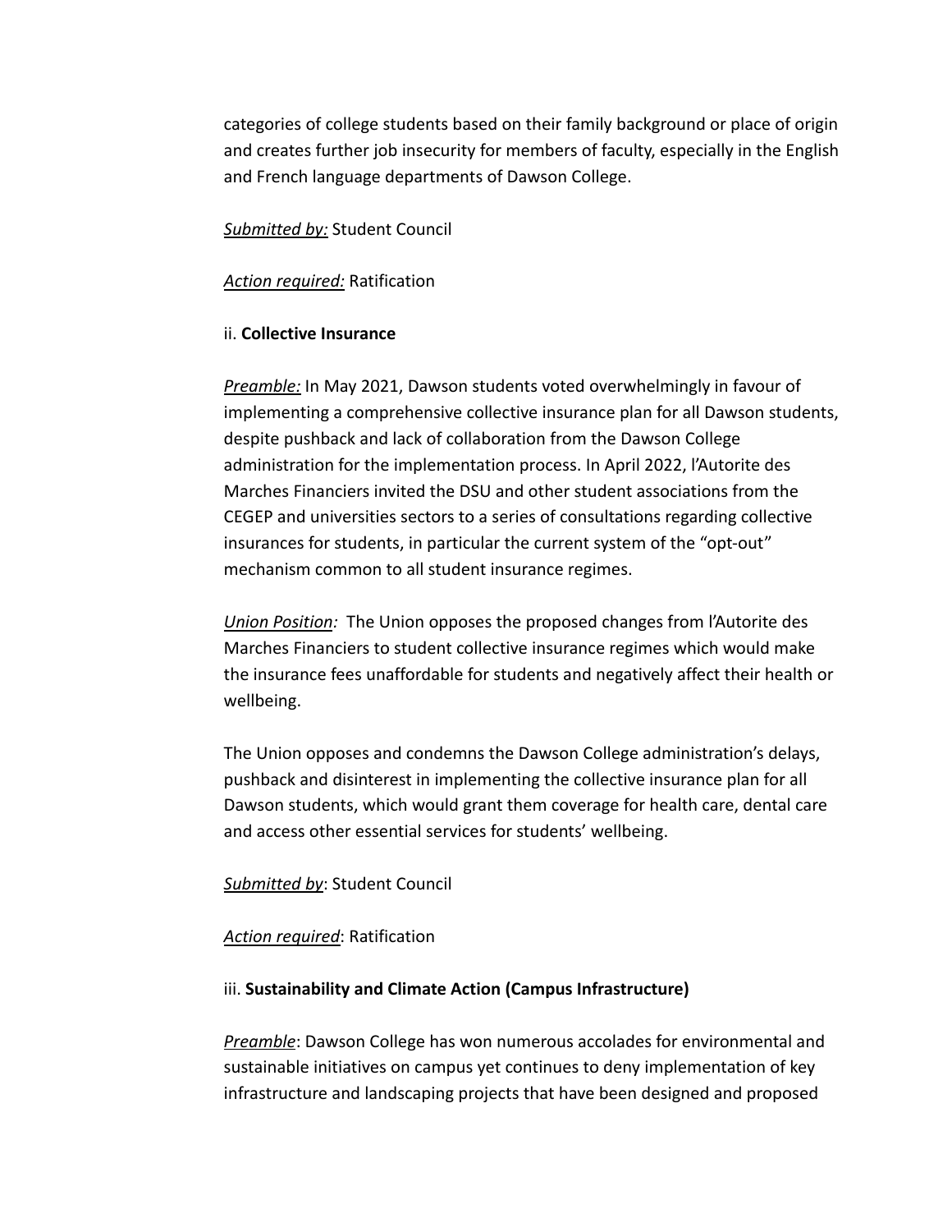categories of college students based on their family background or place of origin and creates further job insecurity for members of faculty, especially in the English and French language departments of Dawson College.

*Submitted by:* Student Council

*Action required:* Ratification

ii. **Collective Insurance**

*Preamble:* In May 2021, Dawson students voted overwhelmingly in favour of implementing a comprehensive collective insurance plan for all Dawson students, despite pushback and lack of collaboration from the Dawson College administration for the implementation process. In April 2022, l'Autorite des Marches Financiers invited the DSU and other student associations from the CEGEP and universities sectors to a series of consultations regarding collective insurances for students, in particular the current system of the "opt-out" mechanism common to all student insurance regimes.

*Union Position:* The Union opposes the proposed changes from l'Autorite des Marches Financiers to student collective insurance regimes which would make the insurance fees unaffordable for students and negatively affect their health or wellbeing.

The Union opposes and condemns the Dawson College administration's delays, pushback and disinterest in implementing the collective insurance plan for all Dawson students, which would grant them coverage for health care, dental care and access other essential services for students' wellbeing.

*Submitted by*: Student Council

*Action required*: Ratification

iii. **Sustainability and Climate Action (Campus Infrastructure)**

*Preamble*: Dawson College has won numerous accolades for environmental and sustainable initiatives on campus yet continues to deny implementation of key infrastructure and landscaping projects that have been designed and proposed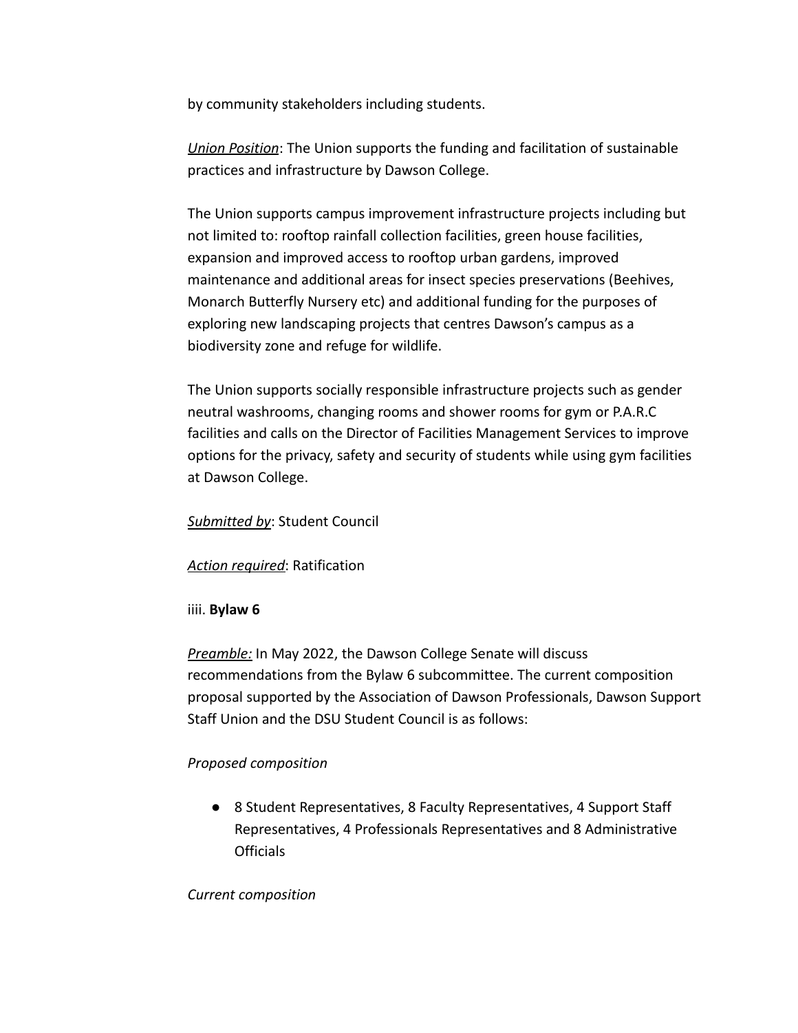by community stakeholders including students.

*<u>Union Position</u>*: The Union supports the funding and facilitation of sustainable practices and infrastructure by Dawson College.

The Union supports campus improvement infrastructure projects including but not limited to: rooftop rainfall collection facilities, green house facilities, expansion and improved access to rooftop urban gardens, improved maintenance and additional areas for insect species preservations (Beehives, Monarch Butterfly Nursery etc) and additional funding for the purposes of exploring new landscaping projects that centres Dawson's campus as a biodiversity zone and refuge for wildlife.

The Union supports socially responsible infrastructure projects such as gender neutral washrooms, changing rooms and shower rooms for gym or P.A.R.C facilities and calls on the Director of Facilities Management Services to improve options for the privacy, safety and security of students while using gym facilities at Dawson College.

*<u>Submitted by</u>*: Student Council

*<u>Action required</u>*: Ratification

iiii. **Bylaw 6**

*<u>Preamble:</u>* In May 2022, the Dawson College Senate will discuss recommendations from the Bylaw 6 subcommittee. The current composition proposal supported by the Association of Dawson Professionals, Dawson Support Staff Union and the DSU Student Council is as follows:

*Proposed composition*

- 8 Student Representatives, 8 Faculty Representatives, 4 Support Staff Representatives, 4 Professionals Representatives and 8 Administrative Officials

*Current composition*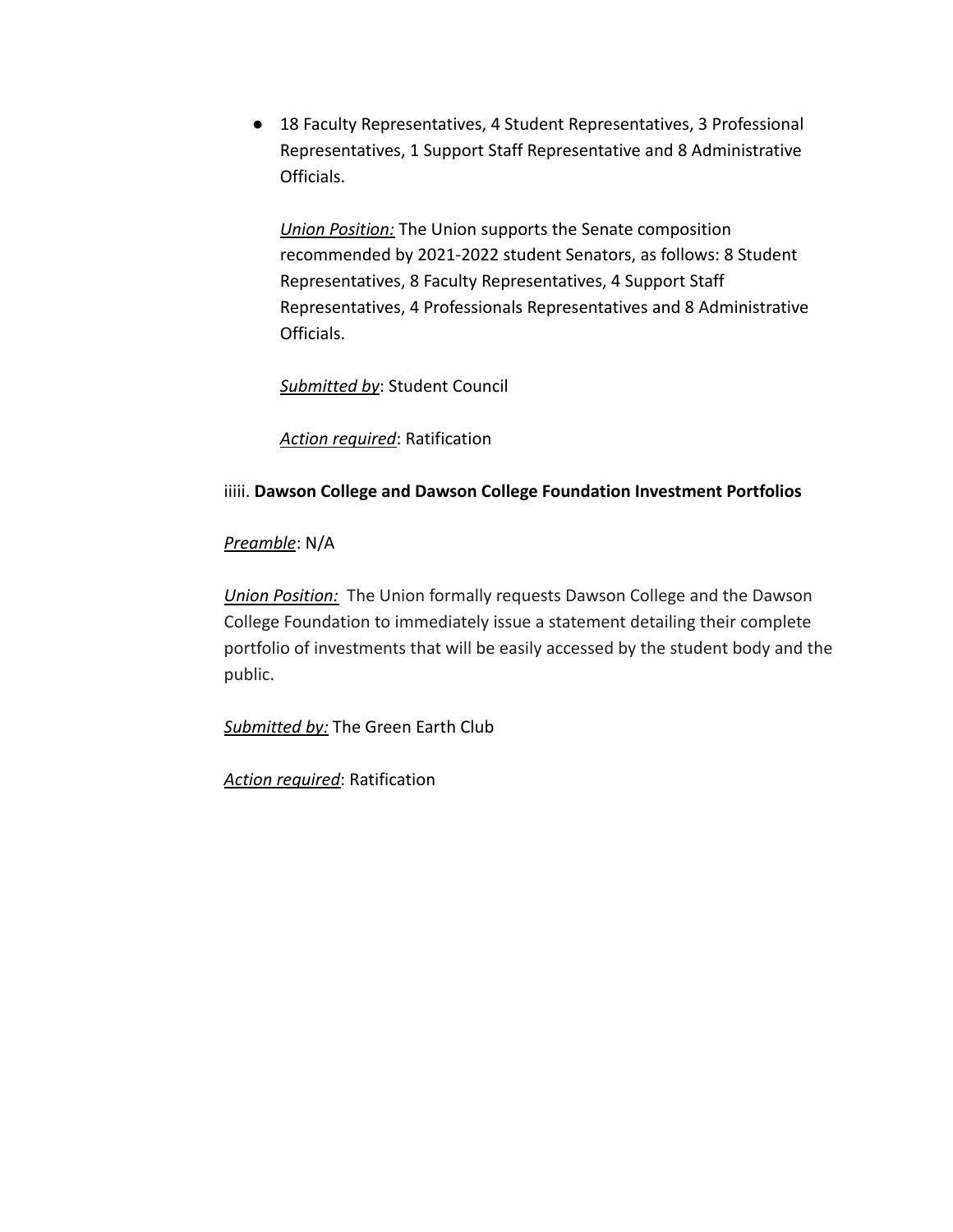- 18 Faculty Representatives, 4 Student Representatives, 3 Professional Representatives, 1 Support Staff Representative and 8 Administrative Officials.

  *Union Position:* The Union supports the Senate composition recommended by 2021-2022 student Senators, as follows: 8 Student Representatives, 8 Faculty Representatives, 4 Support Staff Representatives, 4 Professionals Representatives and 8 Administrative Officials.

  *Submitted by*: Student Council

  *Action required*: Ratification

iiiii. **Dawson College and Dawson College Foundation Investment Portfolios**

*Preamble*: N/A

*Union Position:* The Union formally requests Dawson College and the Dawson College Foundation to immediately issue a statement detailing their complete portfolio of investments that will be easily accessed by the student body and the public.

*Submitted by:* The Green Earth Club

*Action required*: Ratification